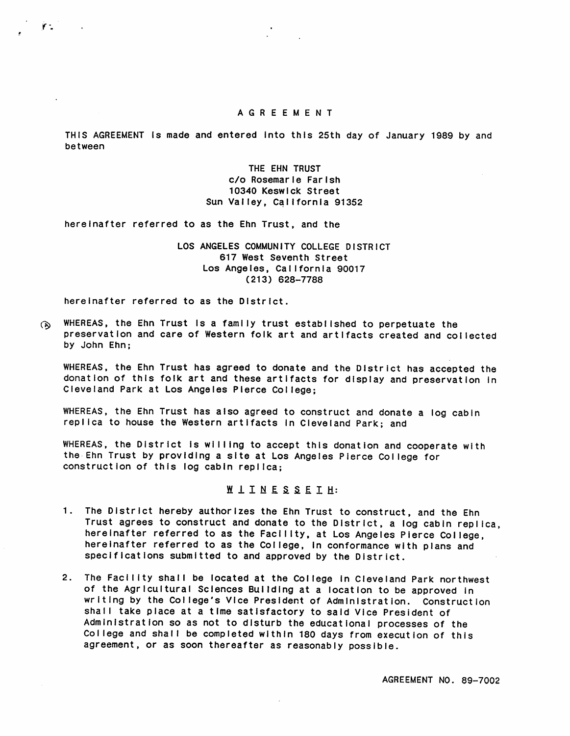# A G R E E M E N T

THIS AGREEMENT is made and entered into this 25th day of January 1989 by and between

THE EHN TRUST
c/o Rosemarie Farish
10340 Keswick Street
Sun Valley, California 91352

hereinafter referred to as the Ehn Trust, and the

LOS ANGELES COMMUNITY COLLEGE DISTRICT
617 West Seventh Street
Los Angeles, California 90017
(213) 628-7788

hereinafter referred to as the District.

WHEREAS, the Ehn Trust is a family trust established to perpetuate the preservation and care of Western folk art and artifacts created and collected by John Ehn;

WHEREAS, the Ehn Trust has agreed to donate and the District has accepted the donation of this folk art and these artifacts for display and preservation in Cleveland Park at Los Angeles Pierce College;

WHEREAS, the Ehn Trust has also agreed to construct and donate a log cabin replica to house the Western artifacts in Cleveland Park; and

WHEREAS, the District is willing to accept this donation and cooperate with the Ehn Trust by providing a site at Los Angeles Pierce College for construction of this log cabin replica;

W I T N E S S E T H:

1. The District hereby authorizes the Ehn Trust to construct, and the Ehn Trust agrees to construct and donate to the District, a log cabin replica, hereinafter referred to as the Facility, at Los Angeles Pierce College, hereinafter referred to as the College, in conformance with plans and specifications submitted to and approved by the District.

2. The Facility shall be located at the College in Cleveland Park northwest of the Agricultural Sciences Building at a location to be approved in writing by the College's Vice President of Administration. Construction shall take place at a time satisfactory to said Vice President of Administration so as not to disturb the educational processes of the College and shall be completed within 180 days from execution of this agreement, or as soon thereafter as reasonably possible.

AGREEMENT NO. 89-7002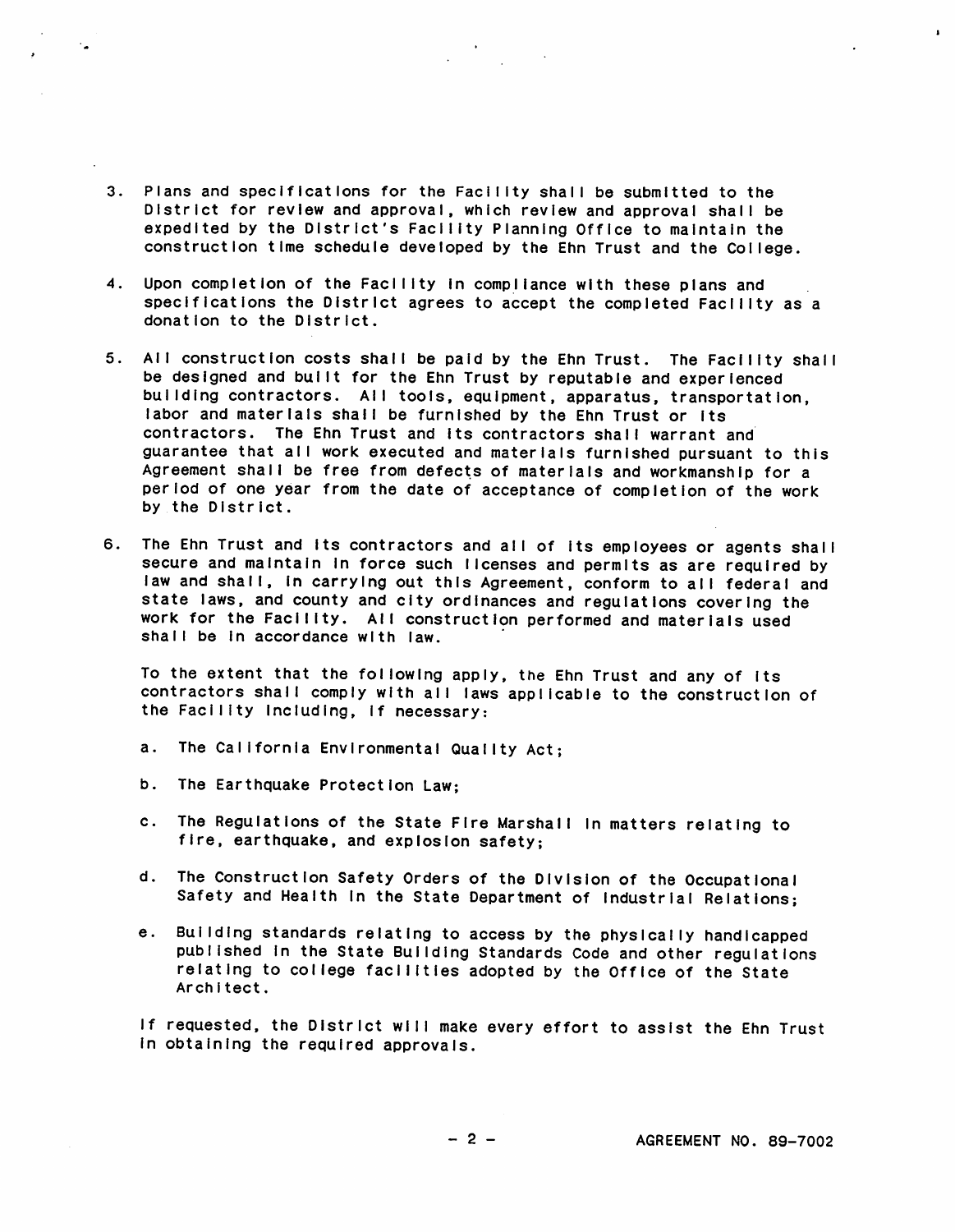3. Plans and specifications for the Facility shall be submitted to the District for review and approval, which review and approval shall be expedited by the District's Facility Planning Office to maintain the construction time schedule developed by the Ehn Trust and the College.

4. Upon completion of the Facility in compliance with these plans and specifications the District agrees to accept the completed Facility as a donation to the District.

5. All construction costs shall be paid by the Ehn Trust. The Facility shall be designed and built for the Ehn Trust by reputable and experienced building contractors. All tools, equipment, apparatus, transportation, labor and materials shall be furnished by the Ehn Trust or its contractors. The Ehn Trust and its contractors shall warrant and guarantee that all work executed and materials furnished pursuant to this Agreement shall be free from defects of materials and workmanship for a period of one year from the date of acceptance of completion of the work by the District.

6. The Ehn Trust and its contractors and all of its employees or agents shall secure and maintain in force such licenses and permits as are required by law and shall, in carrying out this Agreement, conform to all federal and state laws, and county and city ordinances and regulations covering the work for the Facility. All construction performed and materials used shall be in accordance with law.

   To the extent that the following apply, the Ehn Trust and any of its contractors shall comply with all laws applicable to the construction of the Facility including, if necessary:

   a. The California Environmental Quality Act;

   b. The Earthquake Protection Law;

   c. The Regulations of the State Fire Marshall in matters relating to fire, earthquake, and explosion safety;

   d. The Construction Safety Orders of the Division of the Occupational Safety and Health in the State Department of Industrial Relations;

   e. Building standards relating to access by the physically handicapped published in the State Building Standards Code and other regulations relating to college facilities adopted by the Office of the State Architect.

   If requested, the District will make every effort to assist the Ehn Trust in obtaining the required approvals.

AGREEMENT NO. 89-7002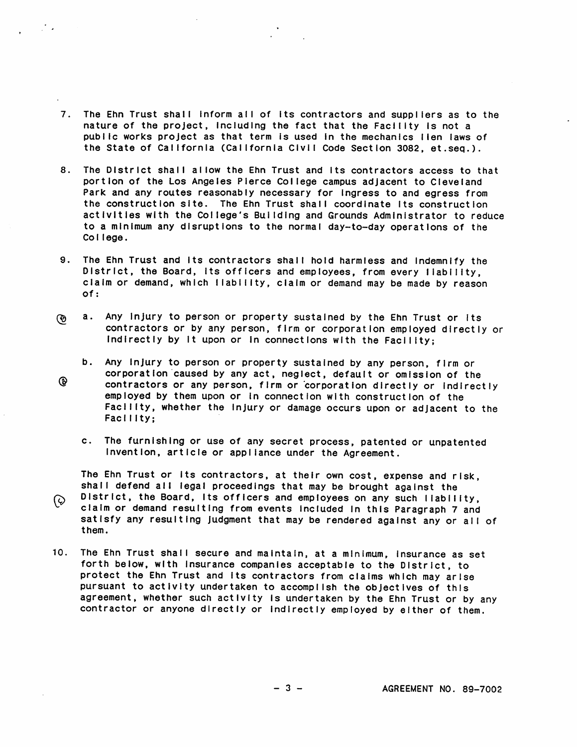7. The Ehn Trust shall inform all of its contractors and suppliers as to the nature of the project, including the fact that the Facility is not a public works project as that term is used in the mechanics lien laws of the State of California (California Civil Code Section 3082, et.seq.).

8. The District shall allow the Ehn Trust and its contractors access to that portion of the Los Angeles Pierce College campus adjacent to Cleveland Park and any routes reasonably necessary for ingress to and egress from the construction site. The Ehn Trust shall coordinate its construction activities with the College's Building and Grounds Administrator to reduce to a minimum any disruptions to the normal day-to-day operations of the College.

9. The Ehn Trust and its contractors shall hold harmless and indemnify the District, the Board, its officers and employees, from every liability, claim or demand, which liability, claim or demand may be made by reason of:

   a. Any injury to person or property sustained by the Ehn Trust or its contractors or by any person, firm or corporation employed directly or indirectly by it upon or in connections with the Facility;

   b. Any injury to person or property sustained by any person, firm or corporation caused by any act, neglect, default or omission of the contractors or any person, firm or corporation directly or indirectly employed by them upon or in connection with construction of the Facility, whether the injury or damage occurs upon or adjacent to the Facility;

   c. The furnishing or use of any secret process, patented or unpatented invention, article or appliance under the Agreement.

   The Ehn Trust or its contractors, at their own cost, expense and risk, shall defend all legal proceedings that may be brought against the District, the Board, its officers and employees on any such liability, claim or demand resulting from events included in this Paragraph 7 and satisfy any resulting judgment that may be rendered against any or all of them.

10. The Ehn Trust shall secure and maintain, at a minimum, insurance as set forth below, with insurance companies acceptable to the District, to protect the Ehn Trust and its contractors from claims which may arise pursuant to activity undertaken to accomplish the objectives of this agreement, whether such activity is undertaken by the Ehn Trust or by any contractor or anyone directly or indirectly employed by either of them.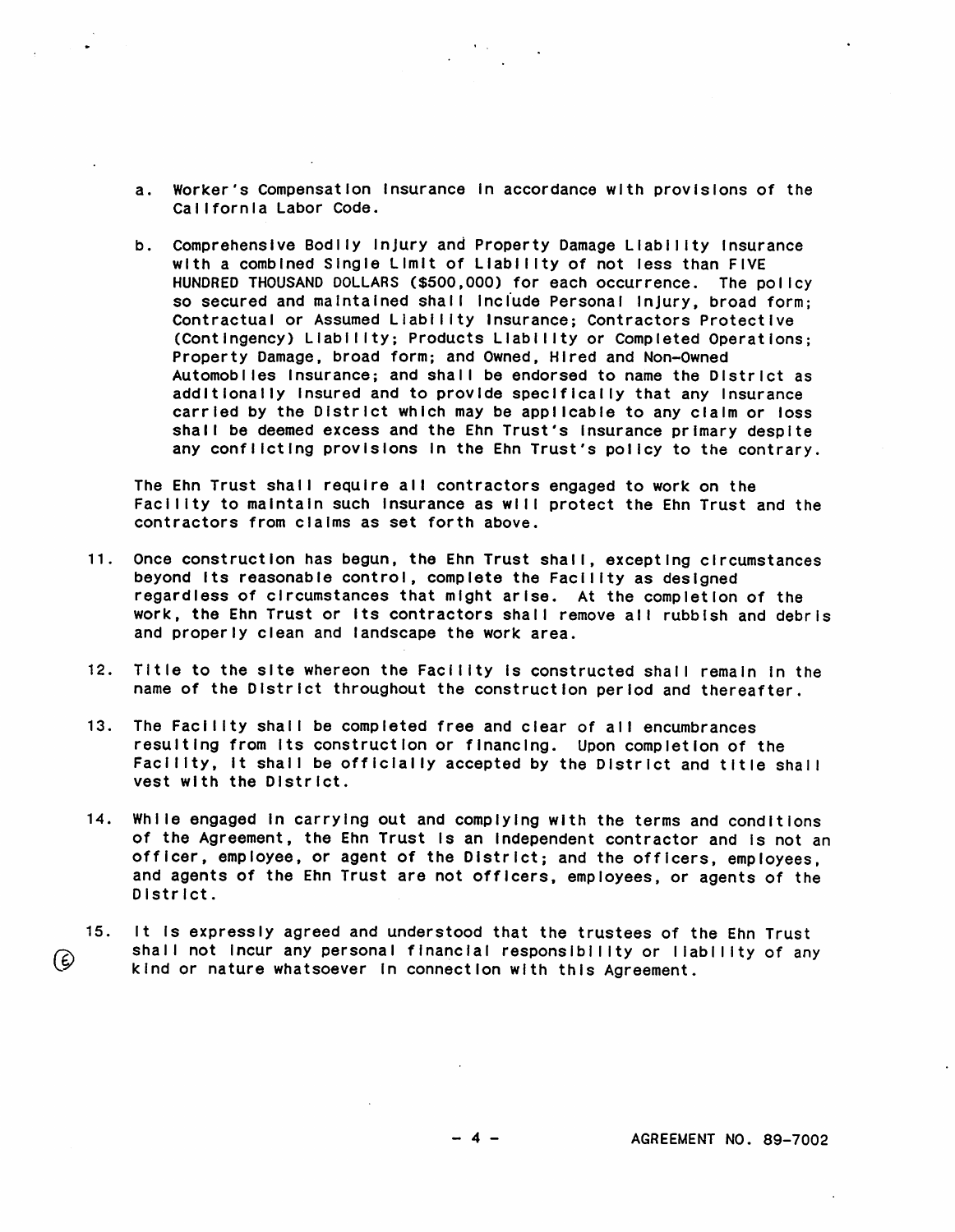a. Worker's Compensation Insurance in accordance with provisions of the California Labor Code.

b. Comprehensive Bodily Injury and Property Damage Liability Insurance with a combined Single Limit of Liability of not less than FIVE HUNDRED THOUSAND DOLLARS ($500,000) for each occurrence. The policy so secured and maintained shall include Personal Injury, broad form; Contractual or Assumed Liability Insurance; Contractors Protective (Contingency) Liability; Products Liability or Completed Operations; Property Damage, broad form; and Owned, Hired and Non-Owned Automobiles Insurance; and shall be endorsed to name the District as additionally insured and to provide specifically that any insurance carried by the District which may be applicable to any claim or loss shall be deemed excess and the Ehn Trust's insurance primary despite any conflicting provisions in the Ehn Trust's policy to the contrary.

The Ehn Trust shall require all contractors engaged to work on the Facility to maintain such insurance as will protect the Ehn Trust and the contractors from claims as set forth above.

11. Once construction has begun, the Ehn Trust shall, excepting circumstances beyond its reasonable control, complete the Facility as designed regardless of circumstances that might arise. At the completion of the work, the Ehn Trust or its contractors shall remove all rubbish and debris and properly clean and landscape the work area.

12. Title to the site whereon the Facility is constructed shall remain in the name of the District throughout the construction period and thereafter.

13. The Facility shall be completed free and clear of all encumbrances resulting from its construction or financing. Upon completion of the Facility, it shall be officially accepted by the District and title shall vest with the District.

14. While engaged in carrying out and complying with the terms and conditions of the Agreement, the Ehn Trust is an independent contractor and is not an officer, employee, or agent of the District; and the officers, employees, and agents of the Ehn Trust are not officers, employees, or agents of the District.

15. It is expressly agreed and understood that the trustees of the Ehn Trust shall not incur any personal financial responsibility or liability of any kind or nature whatsoever in connection with this Agreement.

AGREEMENT NO. 89-7002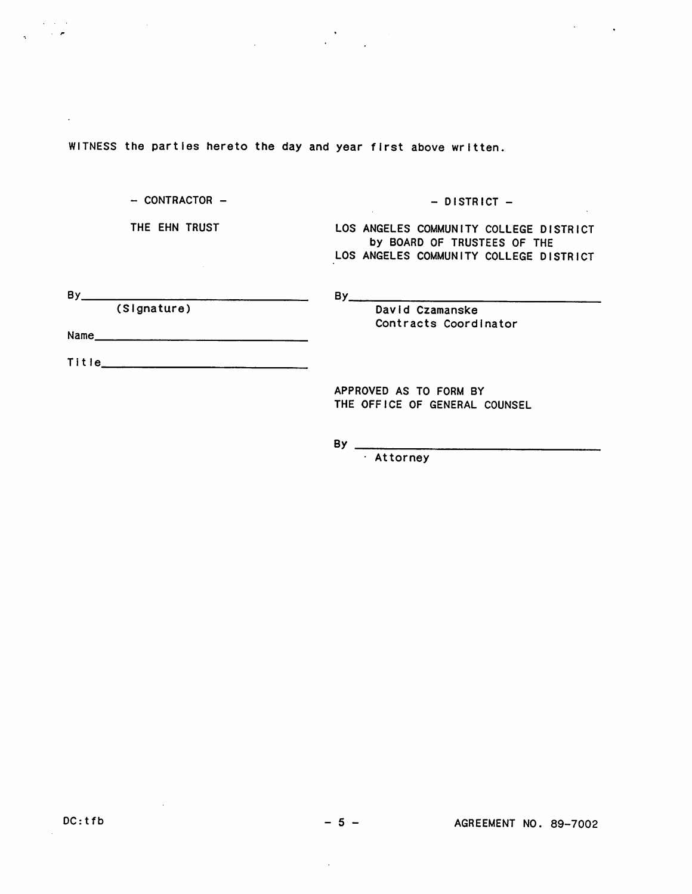WITNESS the parties hereto the day and year first above written.

| - CONTRACTOR - | - DISTRICT - |
| --- | --- |
| THE EHN TRUST | LOS ANGELES COMMUNITY COLLEGE DISTRICT by BOARD OF TRUSTEES OF THE LOS ANGELES COMMUNITY COLLEGE DISTRICT |
| By\_\_\_\_\_\_\_\_\_\_\_\_\_\_\_\_\_\_\_\_\_\_\_\_\_\_\_\_ (Signature) | By\_\_\_\_\_\_\_\_\_\_\_\_\_\_\_\_\_\_\_\_\_\_\_\_\_\_\_\_ David Czamanske Contracts Coordinator |
| Name\_\_\_\_\_\_\_\_\_\_\_\_\_\_\_\_\_\_\_\_\_\_\_\_\_\_ | |
| Title\_\_\_\_\_\_\_\_\_\_\_\_\_\_\_\_\_\_\_\_\_\_\_\_\_\_\_ | |
| | APPROVED AS TO FORM BY THE OFFICE OF GENERAL COUNSEL |
| | By \_\_\_\_\_\_\_\_\_\_\_\_\_\_\_\_\_\_\_\_\_\_\_\_\_\_\_\_ Attorney |

DC:tfb

AGREEMENT NO. 89-7002